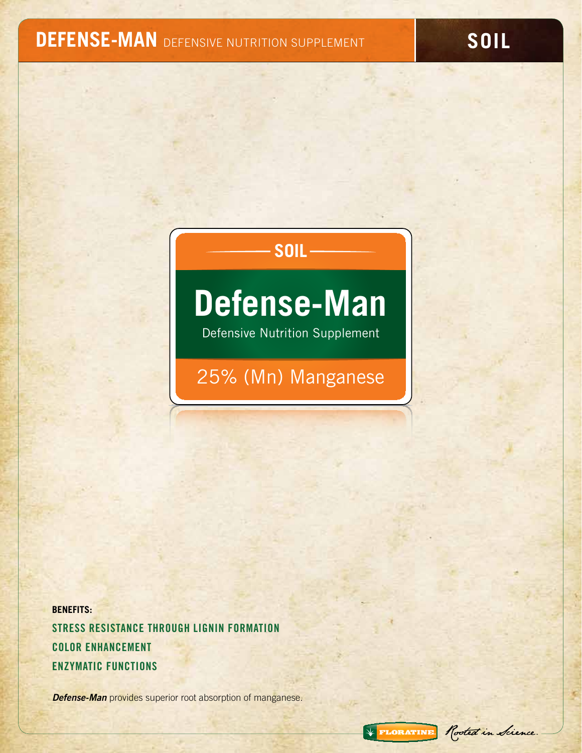# DEFENSE-MAN DEFENSIVE NUTRITION SUPPLEMENT

**SOIL**

SOIL

## Defense-Man

Defensive Nutrition Supplement

25% (Mn) Manganese

**BENEFITS:**

**STRESS RESISTANCE THROUGH LIGNIN FORMATION**

**COLOR ENHANCEMENT**

**ENZYMATIC FUNCTIONS**

***Defense-Man*** provides superior root absorption of manganese.

FLORATINE. Rooted in Science.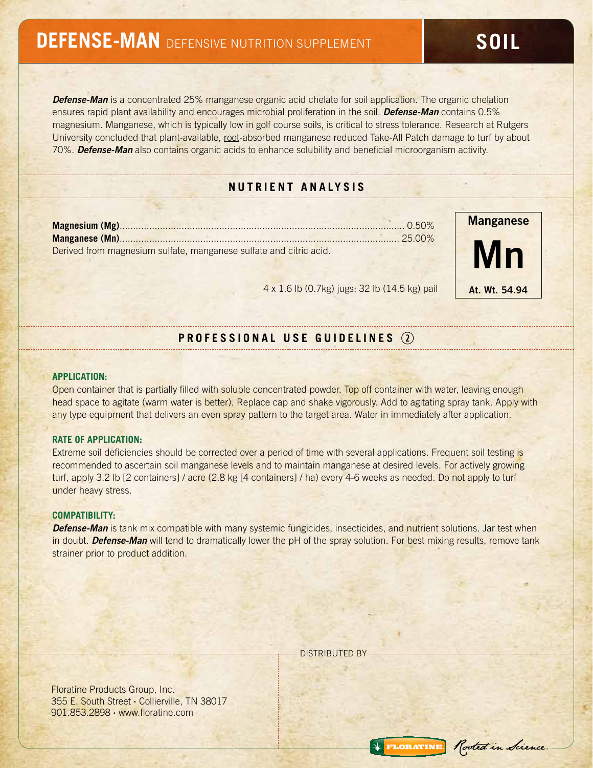# DEFENSE-MAN DEFENSIVE NUTRITION SUPPLEMENT

**SOIL**

***Defense-Man*** is a concentrated 25% manganese organic acid chelate for soil application. The organic chelation ensures rapid plant availability and encourages microbial proliferation in the soil. ***Defense-Man*** contains 0.5% magnesium. Manganese, which is typically low in golf course soils, is critical to stress tolerance. Research at Rutgers University concluded that plant-available, <u>root</u>-absorbed manganese reduced Take-All Patch damage to turf by about 70%. ***Defense-Man*** also contains organic acids to enhance solubility and beneficial microorganism activity.

## NUTRIENT ANALYSIS

**Magnesium (Mg)**........................................ 0.50%
**Manganese (Mn)**........................................ 25.00%
Derived from magnesium sulfate, manganese sulfate and citric acid.

4 x 1.6 lb (0.7kg) jugs; 32 lb (14.5 kg) pail

**Manganese**
**Mn**
**At. Wt. 54.94**

## PROFESSIONAL USE GUIDELINES ②

### APPLICATION:

Open container that is partially filled with soluble concentrated powder. Top off container with water, leaving enough head space to agitate (warm water is better). Replace cap and shake vigorously. Add to agitating spray tank. Apply with any type equipment that delivers an even spray pattern to the target area. Water in immediately after application.

### RATE OF APPLICATION:

Extreme soil deficiencies should be corrected over a period of time with several applications. Frequent soil testing is recommended to ascertain soil manganese levels and to maintain manganese at desired levels. For actively growing turf, apply 3.2 lb [2 containers] / acre (2.8 kg [4 containers] / ha) every 4-6 weeks as needed. Do not apply to turf under heavy stress.

### COMPATIBILITY:

***Defense-Man*** is tank mix compatible with many systemic fungicides, insecticides, and nutrient solutions. Jar test when in doubt. ***Defense-Man*** will tend to dramatically lower the pH of the spray solution. For best mixing results, remove tank strainer prior to product addition.

DISTRIBUTED BY

Floratine Products Group, Inc.
355 E. South Street • Collierville, TN 38017
901.853.2898 • www.floratine.com

FLORATINE. Rooted in Science.